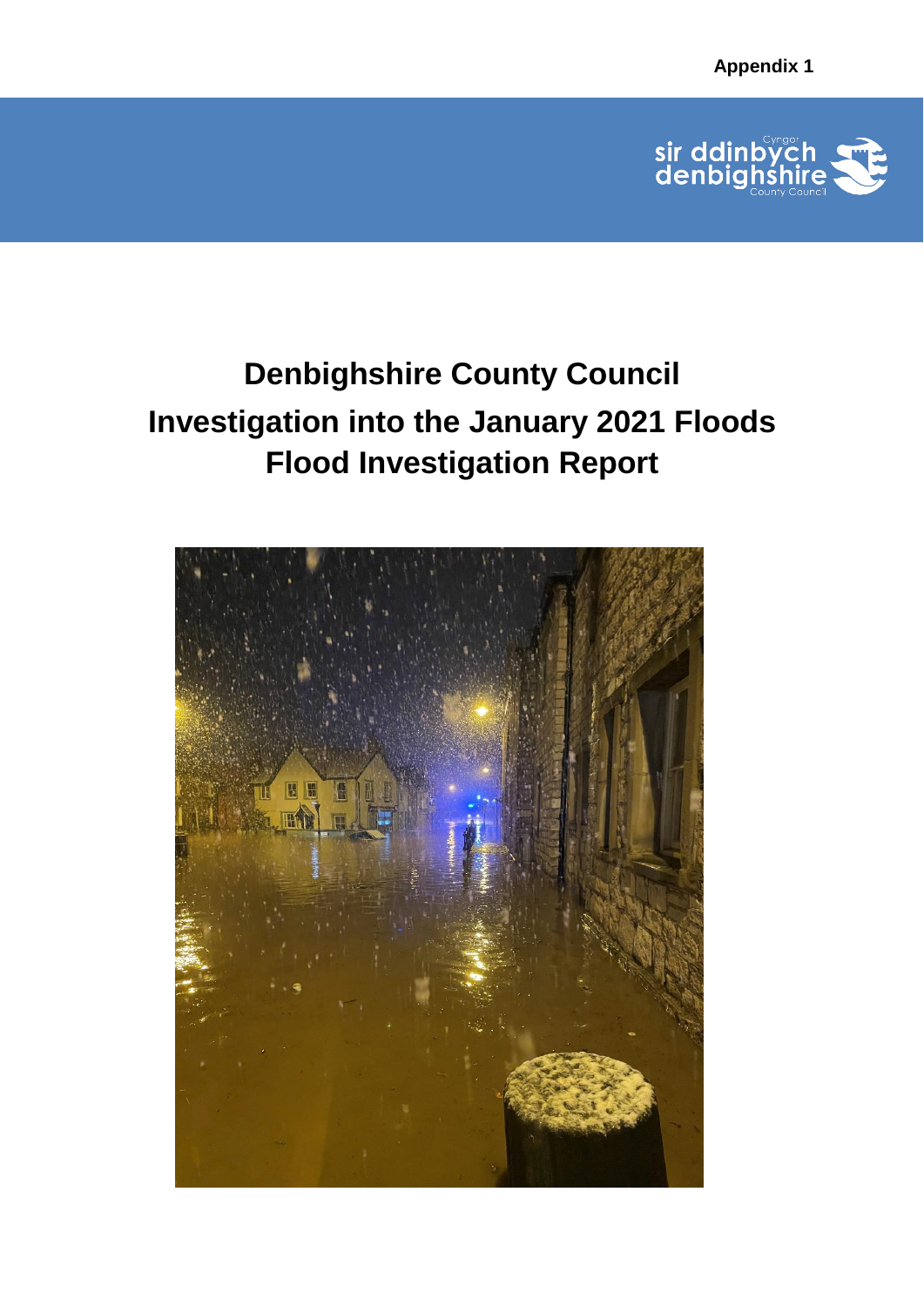Appendix 1

# Denbighshire County Council
# Investigation into the January 2021 Floods
# Flood Investigation Report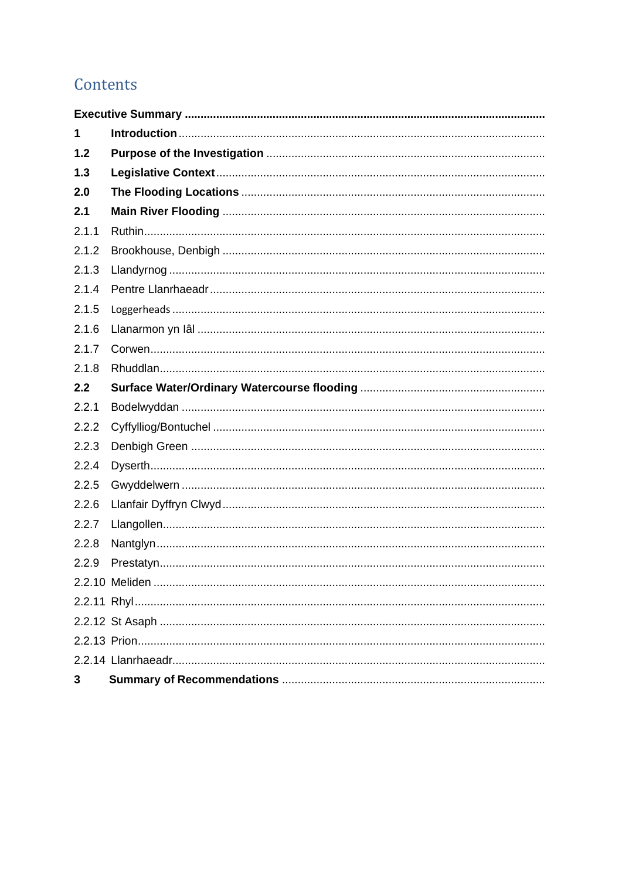# Contents

**Executive Summary**

**1 Introduction**

**1.2 Purpose of the Investigation**

**1.3 Legislative Context**

**2.0 The Flooding Locations**

**2.1 Main River Flooding**

2.1.1 Ruthin

2.1.2 Brookhouse, Denbigh

2.1.3 Llandyrnog

2.1.4 Pentre Llanrhaeadr

2.1.5 Loggerheads

2.1.6 Llanarmon yn Iâl

2.1.7 Corwen

2.1.8 Rhuddlan

**2.2 Surface Water/Ordinary Watercourse flooding**

2.2.1 Bodelwyddan

2.2.2 Cyffylliog/Bontuchel

2.2.3 Denbigh Green

2.2.4 Dyserth

2.2.5 Gwyddelwern

2.2.6 Llanfair Dyffryn Clwyd

2.2.7 Llangollen

2.2.8 Nantglyn

2.2.9 Prestatyn

2.2.10 Meliden

2.2.11 Rhyl

2.2.12 St Asaph

2.2.13 Prion

2.2.14 Llanrhaeadr

**3 Summary of Recommendations**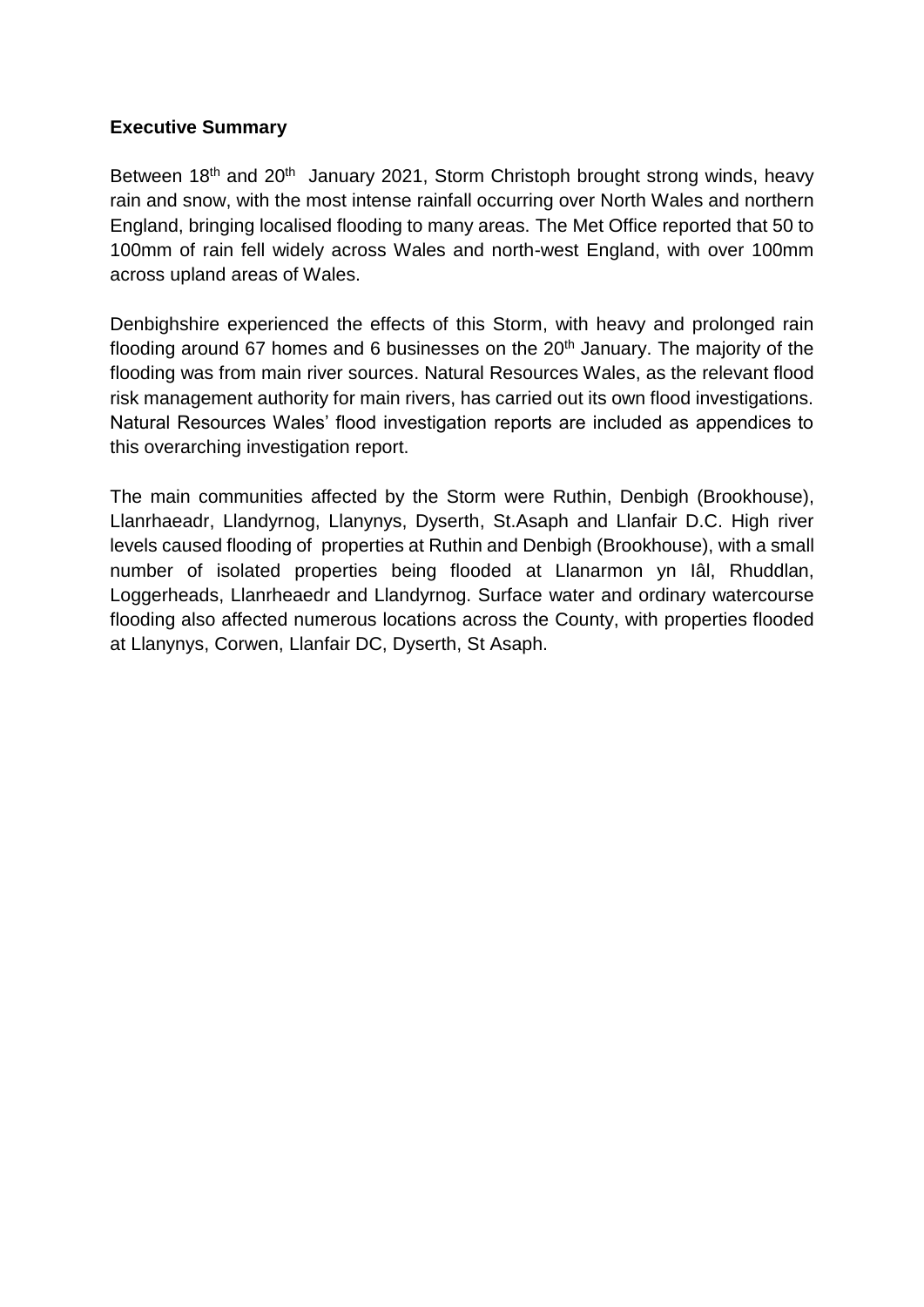**Executive Summary**

Between 18th and 20th January 2021, Storm Christoph brought strong winds, heavy rain and snow, with the most intense rainfall occurring over North Wales and northern England, bringing localised flooding to many areas. The Met Office reported that 50 to 100mm of rain fell widely across Wales and north-west England, with over 100mm across upland areas of Wales.

Denbighshire experienced the effects of this Storm, with heavy and prolonged rain flooding around 67 homes and 6 businesses on the 20th January. The majority of the flooding was from main river sources. Natural Resources Wales, as the relevant flood risk management authority for main rivers, has carried out its own flood investigations. Natural Resources Wales' flood investigation reports are included as appendices to this overarching investigation report.

The main communities affected by the Storm were Ruthin, Denbigh (Brookhouse), Llanrhaeadr, Llandyrnog, Llanynys, Dyserth, St.Asaph and Llanfair D.C. High river levels caused flooding of properties at Ruthin and Denbigh (Brookhouse), with a small number of isolated properties being flooded at Llanarmon yn Iâl, Rhuddlan, Loggerheads, Llanrheaedr and Llandyrnog. Surface water and ordinary watercourse flooding also affected numerous locations across the County, with properties flooded at Llanynys, Corwen, Llanfair DC, Dyserth, St Asaph.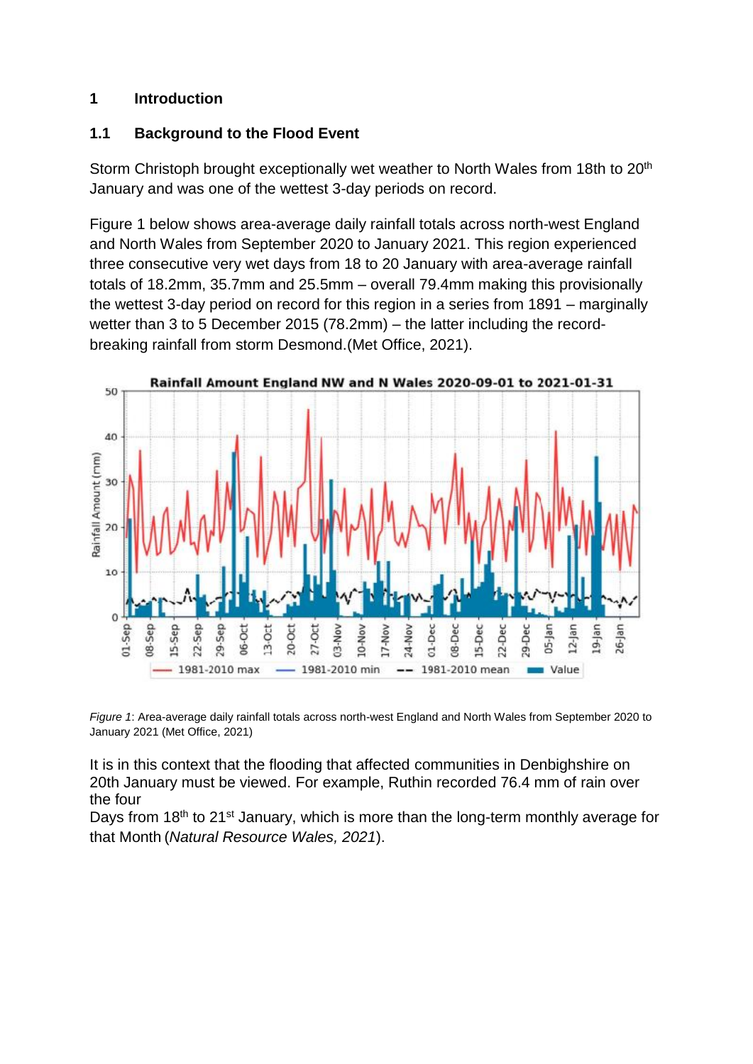# 1 Introduction

## 1.1 Background to the Flood Event

Storm Christoph brought exceptionally wet weather to North Wales from 18th to 20th January and was one of the wettest 3-day periods on record.

Figure 1 below shows area-average daily rainfall totals across north-west England and North Wales from September 2020 to January 2021. This region experienced three consecutive very wet days from 18 to 20 January with area-average rainfall totals of 18.2mm, 35.7mm and 25.5mm – overall 79.4mm making this provisionally the wettest 3-day period on record for this region in a series from 1891 – marginally wetter than 3 to 5 December 2015 (78.2mm) – the latter including the record-breaking rainfall from storm Desmond.(Met Office, 2021).

*Figure 1*: Area-average daily rainfall totals across north-west England and North Wales from September 2020 to January 2021 (Met Office, 2021)

It is in this context that the flooding that affected communities in Denbighshire on 20th January must be viewed. For example, Ruthin recorded 76.4 mm of rain over the four Days from 18th to 21st January, which is more than the long-term monthly average for that Month (*Natural Resource Wales, 2021*).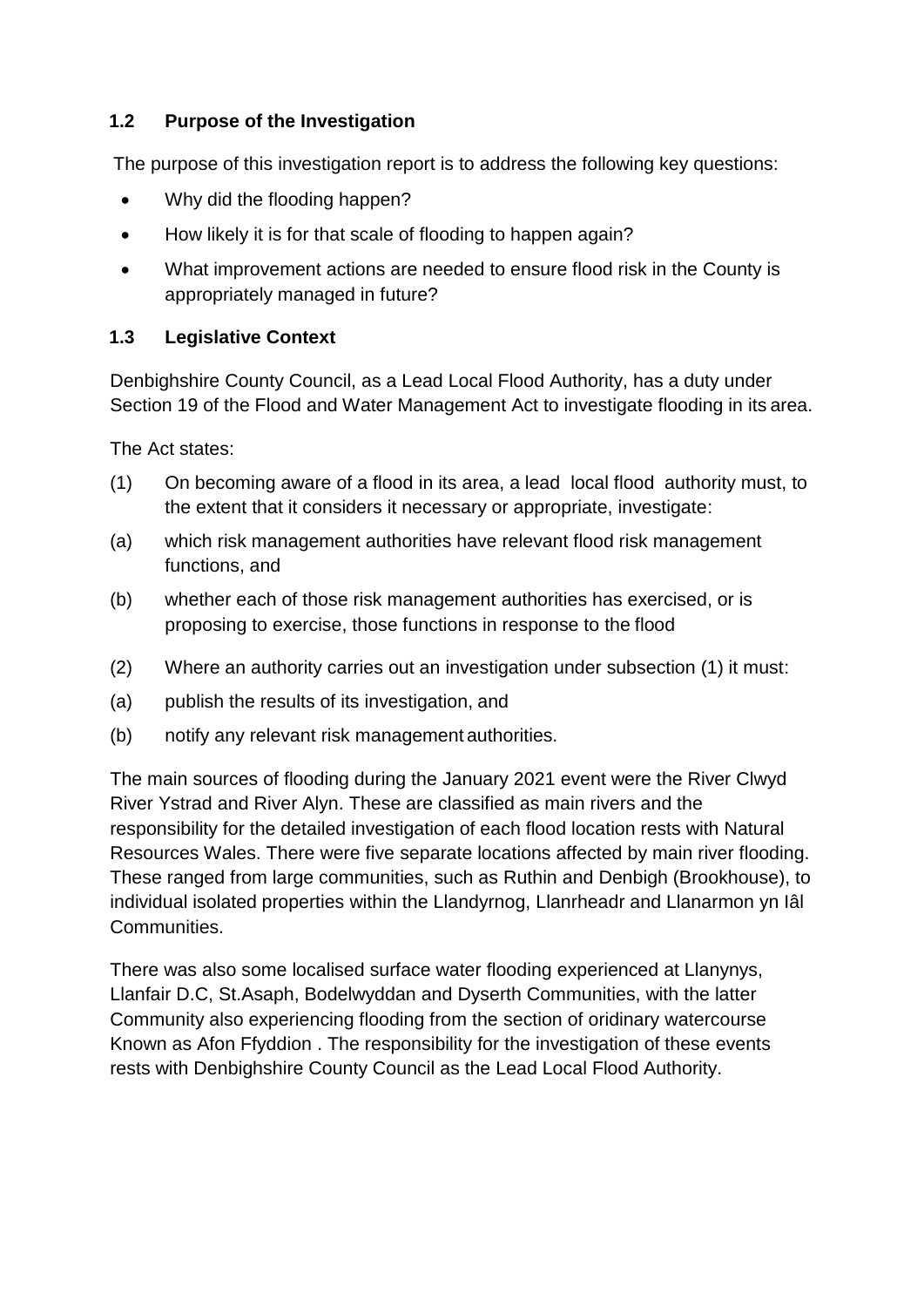## 1.2 Purpose of the Investigation

The purpose of this investigation report is to address the following key questions:

- Why did the flooding happen?
- How likely it is for that scale of flooding to happen again?
- What improvement actions are needed to ensure flood risk in the County is appropriately managed in future?

## 1.3 Legislative Context

Denbighshire County Council, as a Lead Local Flood Authority, has a duty under Section 19 of the Flood and Water Management Act to investigate flooding in its area.

The Act states:

(1) On becoming aware of a flood in its area, a lead local flood authority must, to the extent that it considers it necessary or appropriate, investigate:

(a) which risk management authorities have relevant flood risk management functions, and

(b) whether each of those risk management authorities has exercised, or is proposing to exercise, those functions in response to the flood

(2) Where an authority carries out an investigation under subsection (1) it must:

(a) publish the results of its investigation, and

(b) notify any relevant risk management authorities.

The main sources of flooding during the January 2021 event were the River Clwyd River Ystrad and River Alyn. These are classified as main rivers and the responsibility for the detailed investigation of each flood location rests with Natural Resources Wales. There were five separate locations affected by main river flooding. These ranged from large communities, such as Ruthin and Denbigh (Brookhouse), to individual isolated properties within the Llandyrnog, Llanrheadr and Llanarmon yn Iâl Communities.

There was also some localised surface water flooding experienced at Llanynys, Llanfair D.C, St.Asaph, Bodelwyddan and Dyserth Communities, with the latter Community also experiencing flooding from the section of oridinary watercourse Known as Afon Ffyddion . The responsibility for the investigation of these events rests with Denbighshire County Council as the Lead Local Flood Authority.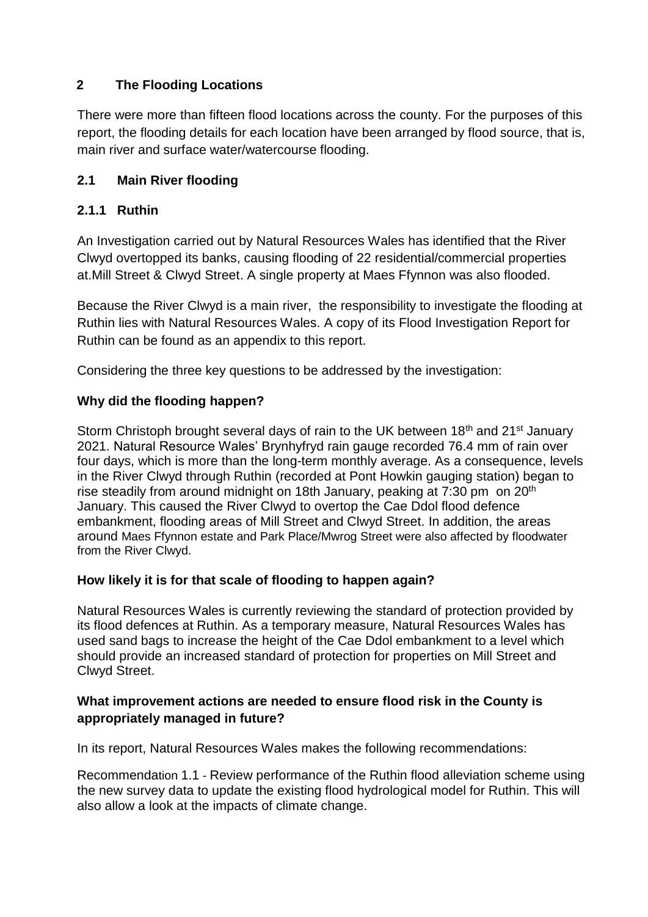## 2 The Flooding Locations

There were more than fifteen flood locations across the county. For the purposes of this report, the flooding details for each location have been arranged by flood source, that is, main river and surface water/watercourse flooding.

## 2.1 Main River flooding

### 2.1.1 Ruthin

An Investigation carried out by Natural Resources Wales has identified that the River Clwyd overtopped its banks, causing flooding of 22 residential/commercial properties at.Mill Street & Clwyd Street. A single property at Maes Ffynnon was also flooded.

Because the River Clwyd is a main river, the responsibility to investigate the flooding at Ruthin lies with Natural Resources Wales. A copy of its Flood Investigation Report for Ruthin can be found as an appendix to this report.

Considering the three key questions to be addressed by the investigation:

**Why did the flooding happen?**

Storm Christoph brought several days of rain to the UK between 18th and 21st January 2021. Natural Resource Wales' Brynhyfryd rain gauge recorded 76.4 mm of rain over four days, which is more than the long-term monthly average. As a consequence, levels in the River Clwyd through Ruthin (recorded at Pont Howkin gauging station) began to rise steadily from around midnight on 18th January, peaking at 7:30 pm on 20th January. This caused the River Clwyd to overtop the Cae Ddol flood defence embankment, flooding areas of Mill Street and Clwyd Street. In addition, the areas around Maes Ffynnon estate and Park Place/Mwrog Street were also affected by floodwater from the River Clwyd.

**How likely it is for that scale of flooding to happen again?**

Natural Resources Wales is currently reviewing the standard of protection provided by its flood defences at Ruthin. As a temporary measure, Natural Resources Wales has used sand bags to increase the height of the Cae Ddol embankment to a level which should provide an increased standard of protection for properties on Mill Street and Clwyd Street.

**What improvement actions are needed to ensure flood risk in the County is appropriately managed in future?**

In its report, Natural Resources Wales makes the following recommendations:

Recommendation 1.1 - Review performance of the Ruthin flood alleviation scheme using the new survey data to update the existing flood hydrological model for Ruthin. This will also allow a look at the impacts of climate change.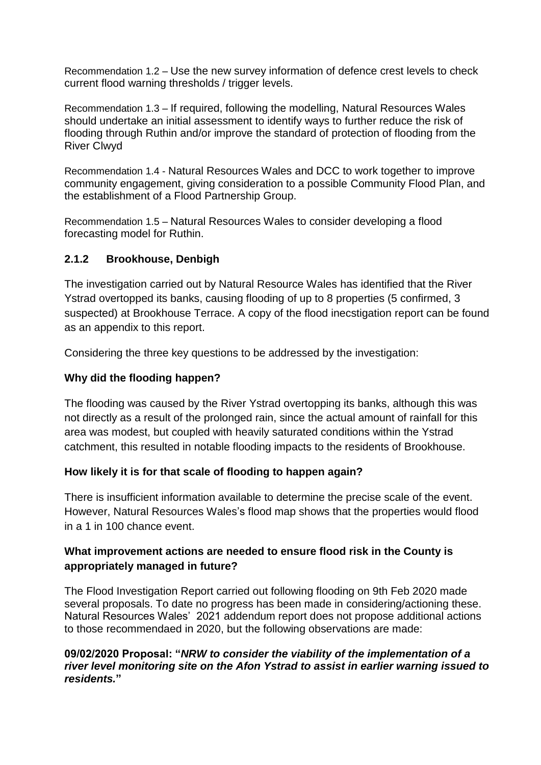Recommendation 1.2 – Use the new survey information of defence crest levels to check current flood warning thresholds / trigger levels.

Recommendation 1.3 – If required, following the modelling, Natural Resources Wales should undertake an initial assessment to identify ways to further reduce the risk of flooding through Ruthin and/or improve the standard of protection of flooding from the River Clwyd

Recommendation 1.4 - Natural Resources Wales and DCC to work together to improve community engagement, giving consideration to a possible Community Flood Plan, and the establishment of a Flood Partnership Group.

Recommendation 1.5 – Natural Resources Wales to consider developing a flood forecasting model for Ruthin.

### 2.1.2 Brookhouse, Denbigh

The investigation carried out by Natural Resource Wales has identified that the River Ystrad overtopped its banks, causing flooding of up to 8 properties (5 confirmed, 3 suspected) at Brookhouse Terrace. A copy of the flood inecstigation report can be found as an appendix to this report.

Considering the three key questions to be addressed by the investigation:

**Why did the flooding happen?**

The flooding was caused by the River Ystrad overtopping its banks, although this was not directly as a result of the prolonged rain, since the actual amount of rainfall for this area was modest, but coupled with heavily saturated conditions within the Ystrad catchment, this resulted in notable flooding impacts to the residents of Brookhouse.

**How likely it is for that scale of flooding to happen again?**

There is insufficient information available to determine the precise scale of the event. However, Natural Resources Wales's flood map shows that the properties would flood in a 1 in 100 chance event.

**What improvement actions are needed to ensure flood risk in the County is appropriately managed in future?**

The Flood Investigation Report carried out following flooding on 9th Feb 2020 made several proposals. To date no progress has been made in considering/actioning these. Natural Resources Wales' 2021 addendum report does not propose additional actions to those recommendaed in 2020, but the following observations are made:

**09/02/2020 Proposal: "*NRW to consider the viability of the implementation of a river level monitoring site on the Afon Ystrad to assist in earlier warning issued to residents.*"**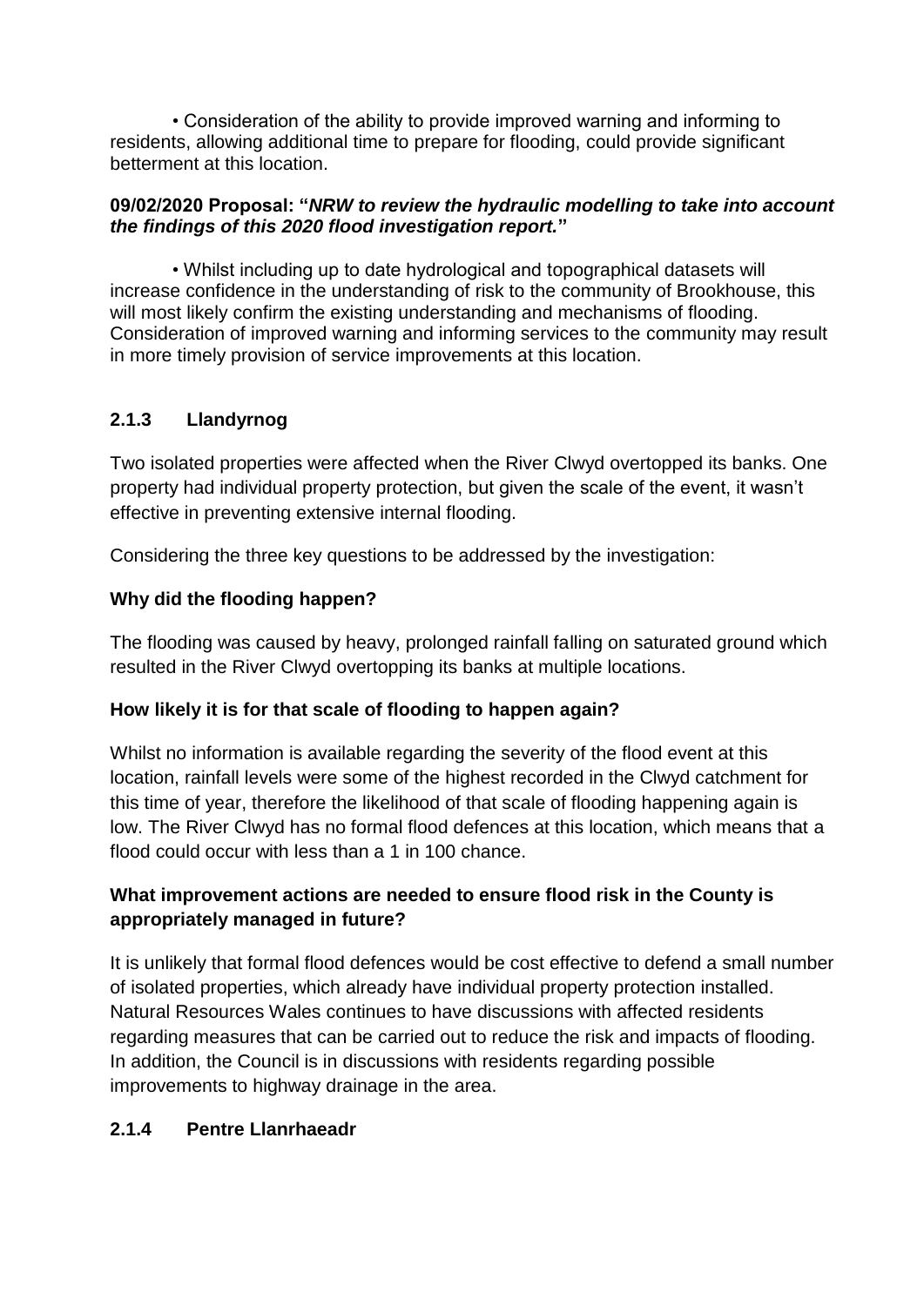- Consideration of the ability to provide improved warning and informing to residents, allowing additional time to prepare for flooding, could provide significant betterment at this location.

**09/02/2020 Proposal: "*NRW to review the hydraulic modelling to take into account the findings of this 2020 flood investigation report.*"**

- Whilst including up to date hydrological and topographical datasets will increase confidence in the understanding of risk to the community of Brookhouse, this will most likely confirm the existing understanding and mechanisms of flooding. Consideration of improved warning and informing services to the community may result in more timely provision of service improvements at this location.

### 2.1.3 Llandyrnog

Two isolated properties were affected when the River Clwyd overtopped its banks. One property had individual property protection, but given the scale of the event, it wasn't effective in preventing extensive internal flooding.

Considering the three key questions to be addressed by the investigation:

**Why did the flooding happen?**

The flooding was caused by heavy, prolonged rainfall falling on saturated ground which resulted in the River Clwyd overtopping its banks at multiple locations.

**How likely it is for that scale of flooding to happen again?**

Whilst no information is available regarding the severity of the flood event at this location, rainfall levels were some of the highest recorded in the Clwyd catchment for this time of year, therefore the likelihood of that scale of flooding happening again is low. The River Clwyd has no formal flood defences at this location, which means that a flood could occur with less than a 1 in 100 chance.

**What improvement actions are needed to ensure flood risk in the County is appropriately managed in future?**

It is unlikely that formal flood defences would be cost effective to defend a small number of isolated properties, which already have individual property protection installed. Natural Resources Wales continues to have discussions with affected residents regarding measures that can be carried out to reduce the risk and impacts of flooding. In addition, the Council is in discussions with residents regarding possible improvements to highway drainage in the area.

### 2.1.4 Pentre Llanrhaeadr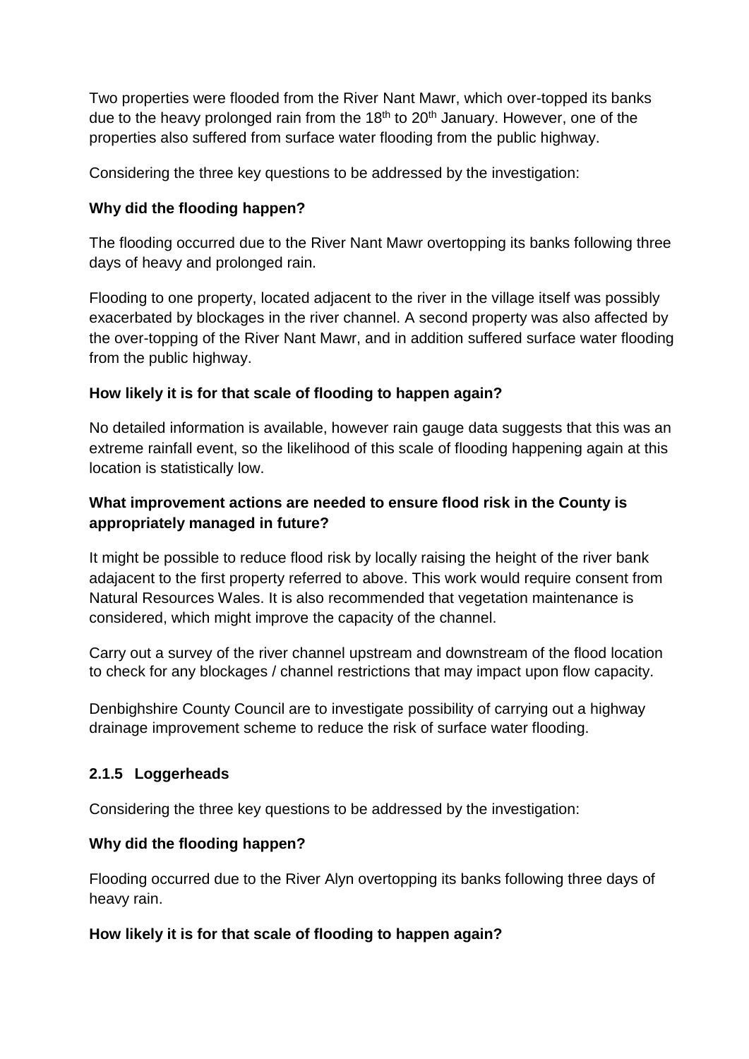Two properties were flooded from the River Nant Mawr, which over-topped its banks due to the heavy prolonged rain from the 18th to 20th January. However, one of the properties also suffered from surface water flooding from the public highway.

Considering the three key questions to be addressed by the investigation:

**Why did the flooding happen?**

The flooding occurred due to the River Nant Mawr overtopping its banks following three days of heavy and prolonged rain.

Flooding to one property, located adjacent to the river in the village itself was possibly exacerbated by blockages in the river channel. A second property was also affected by the over-topping of the River Nant Mawr, and in addition suffered surface water flooding from the public highway.

**How likely it is for that scale of flooding to happen again?**

No detailed information is available, however rain gauge data suggests that this was an extreme rainfall event, so the likelihood of this scale of flooding happening again at this location is statistically low.

**What improvement actions are needed to ensure flood risk in the County is appropriately managed in future?**

It might be possible to reduce flood risk by locally raising the height of the river bank adajacent to the first property referred to above. This work would require consent from Natural Resources Wales. It is also recommended that vegetation maintenance is considered, which might improve the capacity of the channel.

Carry out a survey of the river channel upstream and downstream of the flood location to check for any blockages / channel restrictions that may impact upon flow capacity.

Denbighshire County Council are to investigate possibility of carrying out a highway drainage improvement scheme to reduce the risk of surface water flooding.

### 2.1.5 Loggerheads

Considering the three key questions to be addressed by the investigation:

**Why did the flooding happen?**

Flooding occurred due to the River Alyn overtopping its banks following three days of heavy rain.

**How likely it is for that scale of flooding to happen again?**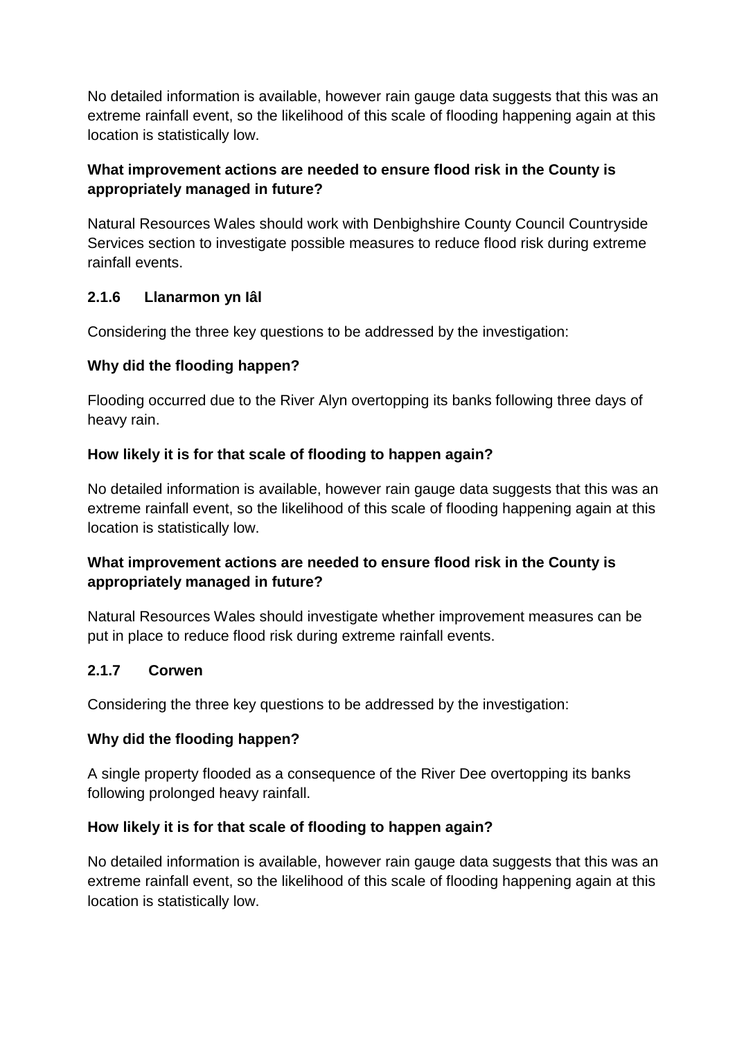No detailed information is available, however rain gauge data suggests that this was an extreme rainfall event, so the likelihood of this scale of flooding happening again at this location is statistically low.

**What improvement actions are needed to ensure flood risk in the County is appropriately managed in future?**

Natural Resources Wales should work with Denbighshire County Council Countryside Services section to investigate possible measures to reduce flood risk during extreme rainfall events.

### 2.1.6 Llanarmon yn Iâl

Considering the three key questions to be addressed by the investigation:

**Why did the flooding happen?**

Flooding occurred due to the River Alyn overtopping its banks following three days of heavy rain.

**How likely it is for that scale of flooding to happen again?**

No detailed information is available, however rain gauge data suggests that this was an extreme rainfall event, so the likelihood of this scale of flooding happening again at this location is statistically low.

**What improvement actions are needed to ensure flood risk in the County is appropriately managed in future?**

Natural Resources Wales should investigate whether improvement measures can be put in place to reduce flood risk during extreme rainfall events.

### 2.1.7 Corwen

Considering the three key questions to be addressed by the investigation:

**Why did the flooding happen?**

A single property flooded as a consequence of the River Dee overtopping its banks following prolonged heavy rainfall.

**How likely it is for that scale of flooding to happen again?**

No detailed information is available, however rain gauge data suggests that this was an extreme rainfall event, so the likelihood of this scale of flooding happening again at this location is statistically low.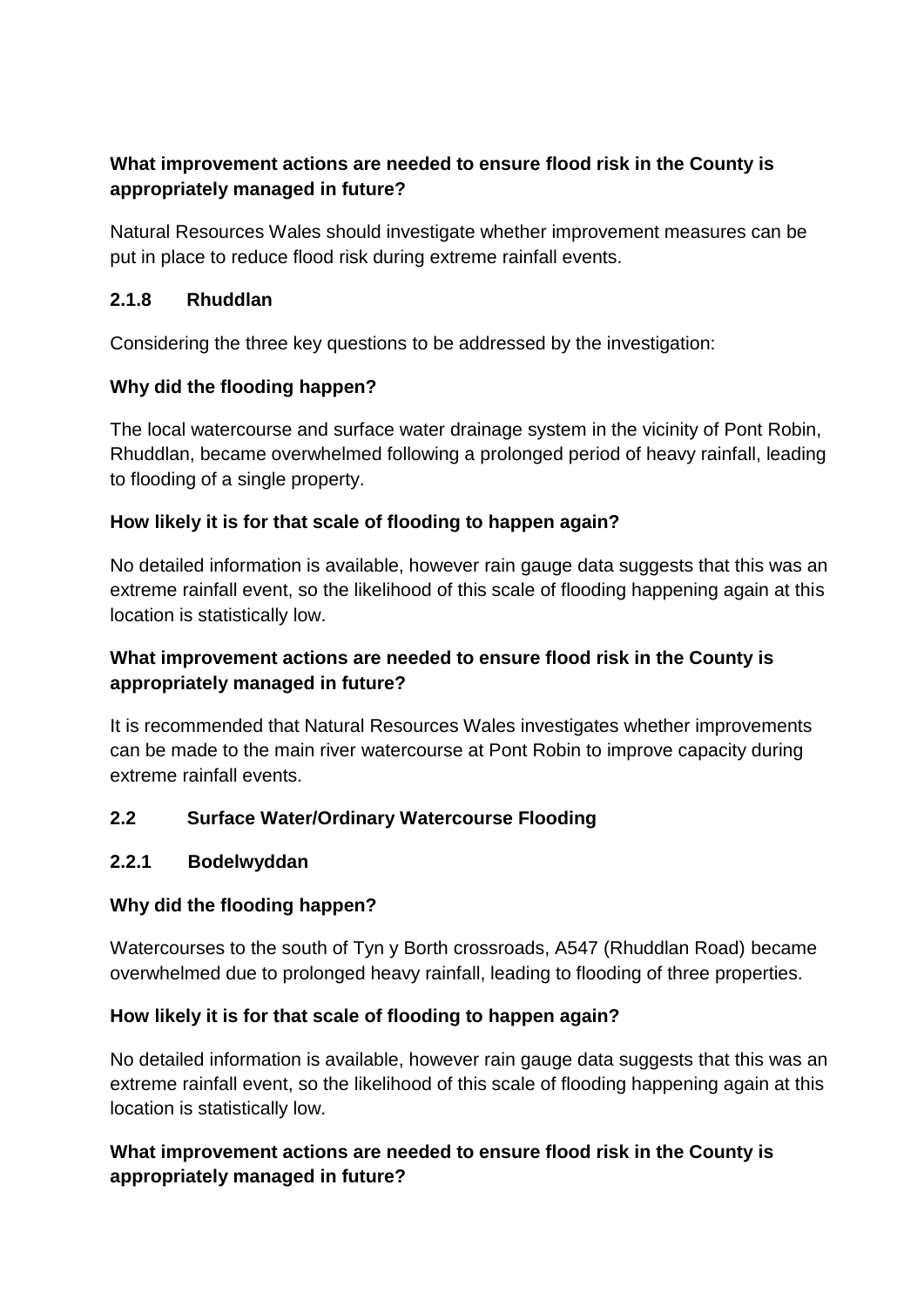**What improvement actions are needed to ensure flood risk in the County is appropriately managed in future?**

Natural Resources Wales should investigate whether improvement measures can be put in place to reduce flood risk during extreme rainfall events.

### 2.1.8 Rhuddlan

Considering the three key questions to be addressed by the investigation:

**Why did the flooding happen?**

The local watercourse and surface water drainage system in the vicinity of Pont Robin, Rhuddlan, became overwhelmed following a prolonged period of heavy rainfall, leading to flooding of a single property.

**How likely it is for that scale of flooding to happen again?**

No detailed information is available, however rain gauge data suggests that this was an extreme rainfall event, so the likelihood of this scale of flooding happening again at this location is statistically low.

**What improvement actions are needed to ensure flood risk in the County is appropriately managed in future?**

It is recommended that Natural Resources Wales investigates whether improvements can be made to the main river watercourse at Pont Robin to improve capacity during extreme rainfall events.

## 2.2 Surface Water/Ordinary Watercourse Flooding

### 2.2.1 Bodelwyddan

**Why did the flooding happen?**

Watercourses to the south of Tyn y Borth crossroads, A547 (Rhuddlan Road) became overwhelmed due to prolonged heavy rainfall, leading to flooding of three properties.

**How likely it is for that scale of flooding to happen again?**

No detailed information is available, however rain gauge data suggests that this was an extreme rainfall event, so the likelihood of this scale of flooding happening again at this location is statistically low.

**What improvement actions are needed to ensure flood risk in the County is appropriately managed in future?**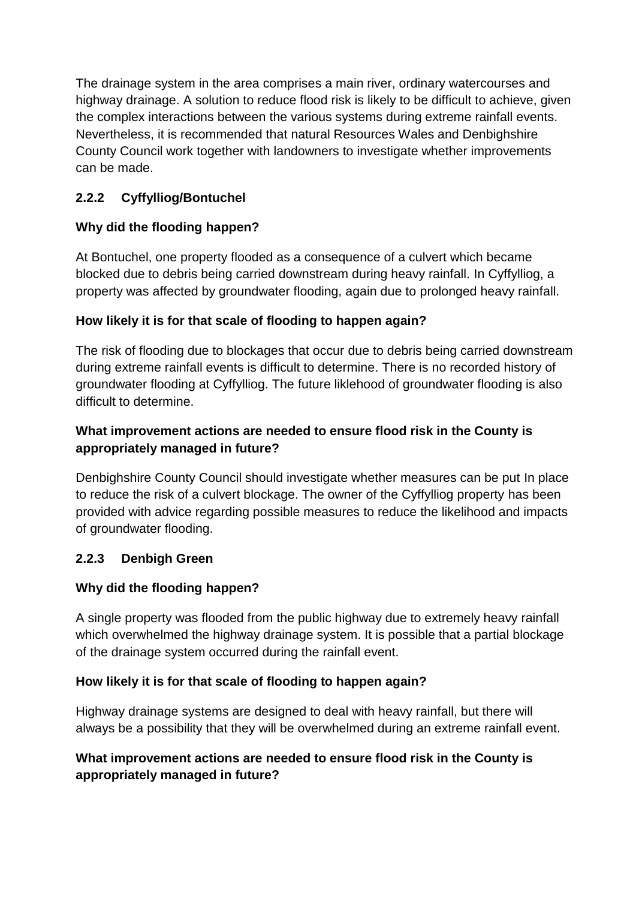The drainage system in the area comprises a main river, ordinary watercourses and highway drainage. A solution to reduce flood risk is likely to be difficult to achieve, given the complex interactions between the various systems during extreme rainfall events. Nevertheless, it is recommended that natural Resources Wales and Denbighshire County Council work together with landowners to investigate whether improvements can be made.

### 2.2.2 Cyffylliog/Bontuchel

**Why did the flooding happen?**

At Bontuchel, one property flooded as a consequence of a culvert which became blocked due to debris being carried downstream during heavy rainfall. In Cyffylliog, a property was affected by groundwater flooding, again due to prolonged heavy rainfall.

**How likely it is for that scale of flooding to happen again?**

The risk of flooding due to blockages that occur due to debris being carried downstream during extreme rainfall events is difficult to determine. There is no recorded history of groundwater flooding at Cyffylliog. The future liklehood of groundwater flooding is also difficult to determine.

**What improvement actions are needed to ensure flood risk in the County is appropriately managed in future?**

Denbighshire County Council should investigate whether measures can be put In place to reduce the risk of a culvert blockage. The owner of the Cyffylliog property has been provided with advice regarding possible measures to reduce the likelihood and impacts of groundwater flooding.

### 2.2.3 Denbigh Green

**Why did the flooding happen?**

A single property was flooded from the public highway due to extremely heavy rainfall which overwhelmed the highway drainage system. It is possible that a partial blockage of the drainage system occurred during the rainfall event.

**How likely it is for that scale of flooding to happen again?**

Highway drainage systems are designed to deal with heavy rainfall, but there will always be a possibility that they will be overwhelmed during an extreme rainfall event.

**What improvement actions are needed to ensure flood risk in the County is appropriately managed in future?**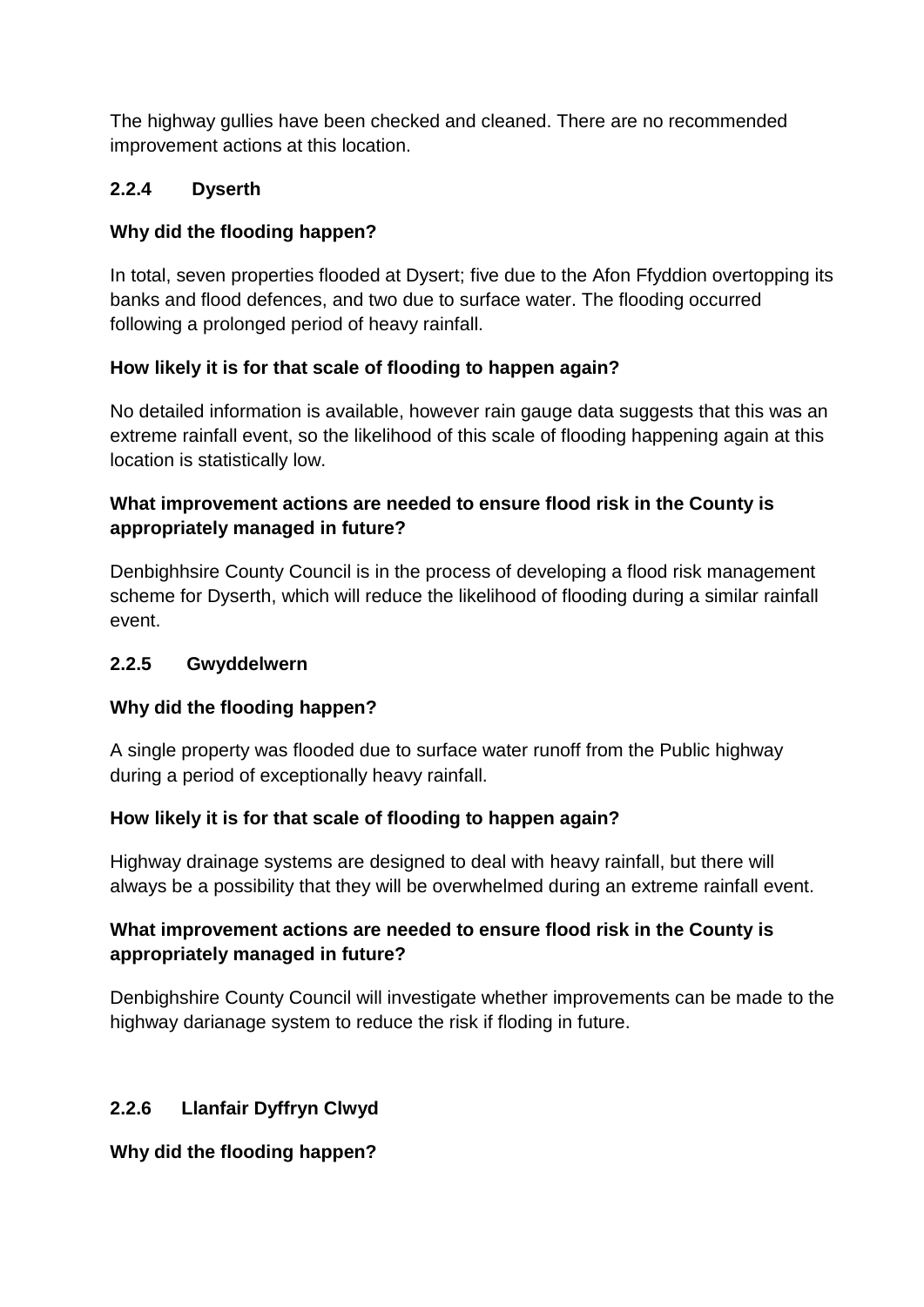The highway gullies have been checked and cleaned. There are no recommended improvement actions at this location.

### 2.2.4 Dyserth

**Why did the flooding happen?**

In total, seven properties flooded at Dysert; five due to the Afon Ffyddion overtopping its banks and flood defences, and two due to surface water. The flooding occurred following a prolonged period of heavy rainfall.

**How likely it is for that scale of flooding to happen again?**

No detailed information is available, however rain gauge data suggests that this was an extreme rainfall event, so the likelihood of this scale of flooding happening again at this location is statistically low.

**What improvement actions are needed to ensure flood risk in the County is appropriately managed in future?**

Denbighhsire County Council is in the process of developing a flood risk management scheme for Dyserth, which will reduce the likelihood of flooding during a similar rainfall event.

### 2.2.5 Gwyddelwern

**Why did the flooding happen?**

A single property was flooded due to surface water runoff from the Public highway during a period of exceptionally heavy rainfall.

**How likely it is for that scale of flooding to happen again?**

Highway drainage systems are designed to deal with heavy rainfall, but there will always be a possibility that they will be overwhelmed during an extreme rainfall event.

**What improvement actions are needed to ensure flood risk in the County is appropriately managed in future?**

Denbighshire County Council will investigate whether improvements can be made to the highway darianage system to reduce the risk if floding in future.

### 2.2.6 Llanfair Dyffryn Clwyd

**Why did the flooding happen?**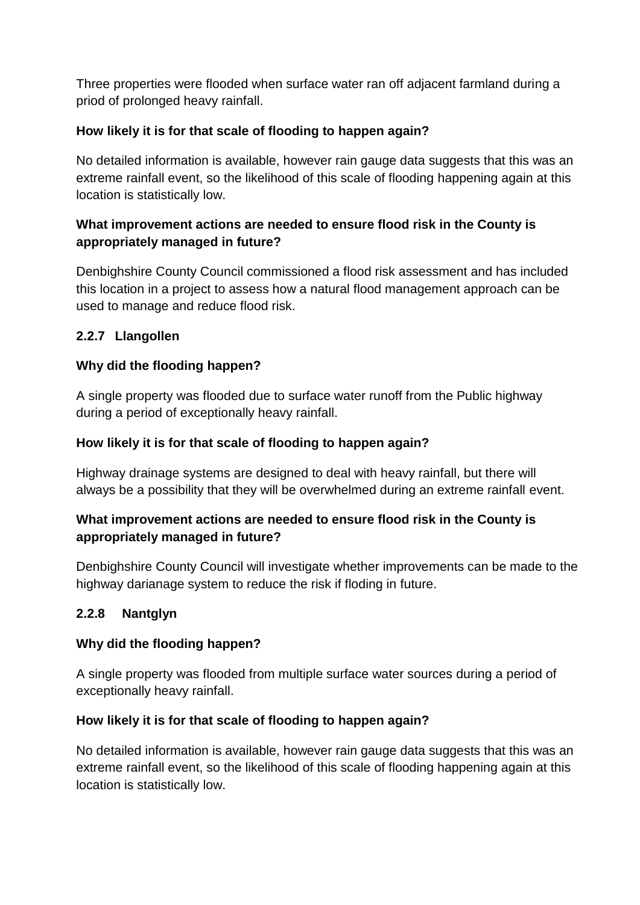Three properties were flooded when surface water ran off adjacent farmland during a priod of prolonged heavy rainfall.

**How likely it is for that scale of flooding to happen again?**

No detailed information is available, however rain gauge data suggests that this was an extreme rainfall event, so the likelihood of this scale of flooding happening again at this location is statistically low.

**What improvement actions are needed to ensure flood risk in the County is appropriately managed in future?**

Denbighshire County Council commissioned a flood risk assessment and has included this location in a project to assess how a natural flood management approach can be used to manage and reduce flood risk.

### 2.2.7 Llangollen

**Why did the flooding happen?**

A single property was flooded due to surface water runoff from the Public highway during a period of exceptionally heavy rainfall.

**How likely it is for that scale of flooding to happen again?**

Highway drainage systems are designed to deal with heavy rainfall, but there will always be a possibility that they will be overwhelmed during an extreme rainfall event.

**What improvement actions are needed to ensure flood risk in the County is appropriately managed in future?**

Denbighshire County Council will investigate whether improvements can be made to the highway darianage system to reduce the risk if floding in future.

### 2.2.8 Nantglyn

**Why did the flooding happen?**

A single property was flooded from multiple surface water sources during a period of exceptionally heavy rainfall.

**How likely it is for that scale of flooding to happen again?**

No detailed information is available, however rain gauge data suggests that this was an extreme rainfall event, so the likelihood of this scale of flooding happening again at this location is statistically low.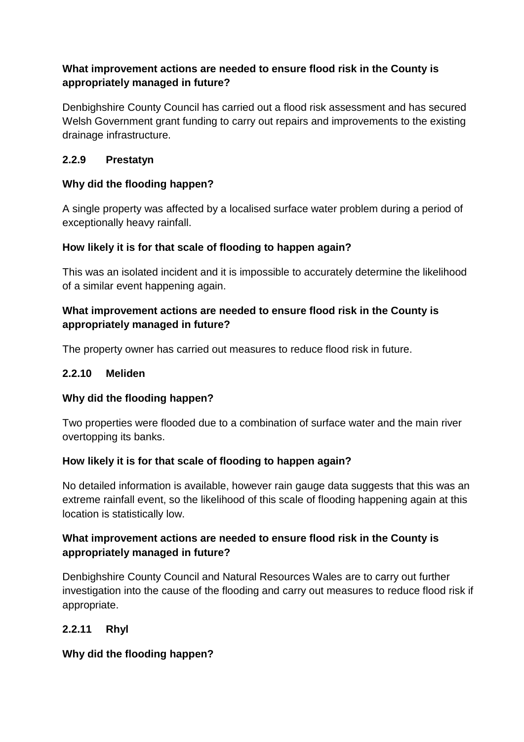**What improvement actions are needed to ensure flood risk in the County is appropriately managed in future?**

Denbighshire County Council has carried out a flood risk assessment and has secured Welsh Government grant funding to carry out repairs and improvements to the existing drainage infrastructure.

### 2.2.9 Prestatyn

**Why did the flooding happen?**

A single property was affected by a localised surface water problem during a period of exceptionally heavy rainfall.

**How likely it is for that scale of flooding to happen again?**

This was an isolated incident and it is impossible to accurately determine the likelihood of a similar event happening again.

**What improvement actions are needed to ensure flood risk in the County is appropriately managed in future?**

The property owner has carried out measures to reduce flood risk in future.

### 2.2.10 Meliden

**Why did the flooding happen?**

Two properties were flooded due to a combination of surface water and the main river overtopping its banks.

**How likely it is for that scale of flooding to happen again?**

No detailed information is available, however rain gauge data suggests that this was an extreme rainfall event, so the likelihood of this scale of flooding happening again at this location is statistically low.

**What improvement actions are needed to ensure flood risk in the County is appropriately managed in future?**

Denbighshire County Council and Natural Resources Wales are to carry out further investigation into the cause of the flooding and carry out measures to reduce flood risk if appropriate.

### 2.2.11 Rhyl

**Why did the flooding happen?**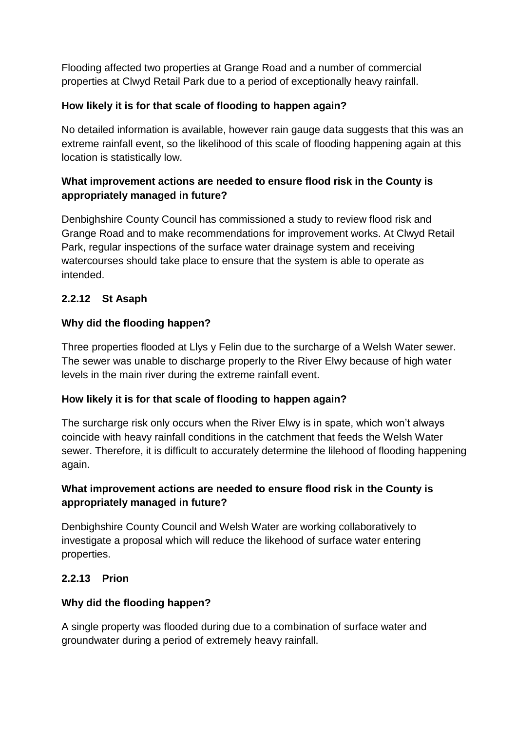Flooding affected two properties at Grange Road and a number of commercial properties at Clwyd Retail Park due to a period of exceptionally heavy rainfall.

**How likely it is for that scale of flooding to happen again?**

No detailed information is available, however rain gauge data suggests that this was an extreme rainfall event, so the likelihood of this scale of flooding happening again at this location is statistically low.

**What improvement actions are needed to ensure flood risk in the County is appropriately managed in future?**

Denbighshire County Council has commissioned a study to review flood risk and Grange Road and to make recommendations for improvement works. At Clwyd Retail Park, regular inspections of the surface water drainage system and receiving watercourses should take place to ensure that the system is able to operate as intended.

### 2.2.12 St Asaph

**Why did the flooding happen?**

Three properties flooded at Llys y Felin due to the surcharge of a Welsh Water sewer. The sewer was unable to discharge properly to the River Elwy because of high water levels in the main river during the extreme rainfall event.

**How likely it is for that scale of flooding to happen again?**

The surcharge risk only occurs when the River Elwy is in spate, which won't always coincide with heavy rainfall conditions in the catchment that feeds the Welsh Water sewer. Therefore, it is difficult to accurately determine the lilehood of flooding happening again.

**What improvement actions are needed to ensure flood risk in the County is appropriately managed in future?**

Denbighshire County Council and Welsh Water are working collaboratively to investigate a proposal which will reduce the likehood of surface water entering properties.

### 2.2.13 Prion

**Why did the flooding happen?**

A single property was flooded during due to a combination of surface water and groundwater during a period of extremely heavy rainfall.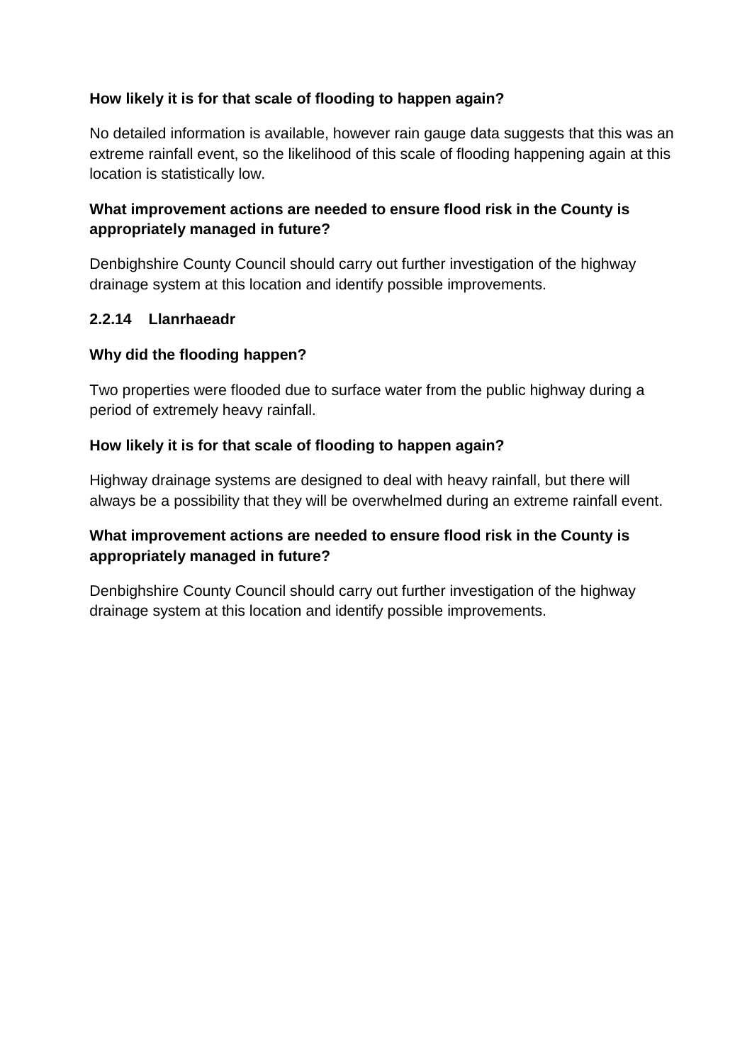**How likely it is for that scale of flooding to happen again?**

No detailed information is available, however rain gauge data suggests that this was an extreme rainfall event, so the likelihood of this scale of flooding happening again at this location is statistically low.

**What improvement actions are needed to ensure flood risk in the County is appropriately managed in future?**

Denbighshire County Council should carry out further investigation of the highway drainage system at this location and identify possible improvements.

### 2.2.14 Llanrhaeadr

**Why did the flooding happen?**

Two properties were flooded due to surface water from the public highway during a period of extremely heavy rainfall.

**How likely it is for that scale of flooding to happen again?**

Highway drainage systems are designed to deal with heavy rainfall, but there will always be a possibility that they will be overwhelmed during an extreme rainfall event.

**What improvement actions are needed to ensure flood risk in the County is appropriately managed in future?**

Denbighshire County Council should carry out further investigation of the highway drainage system at this location and identify possible improvements.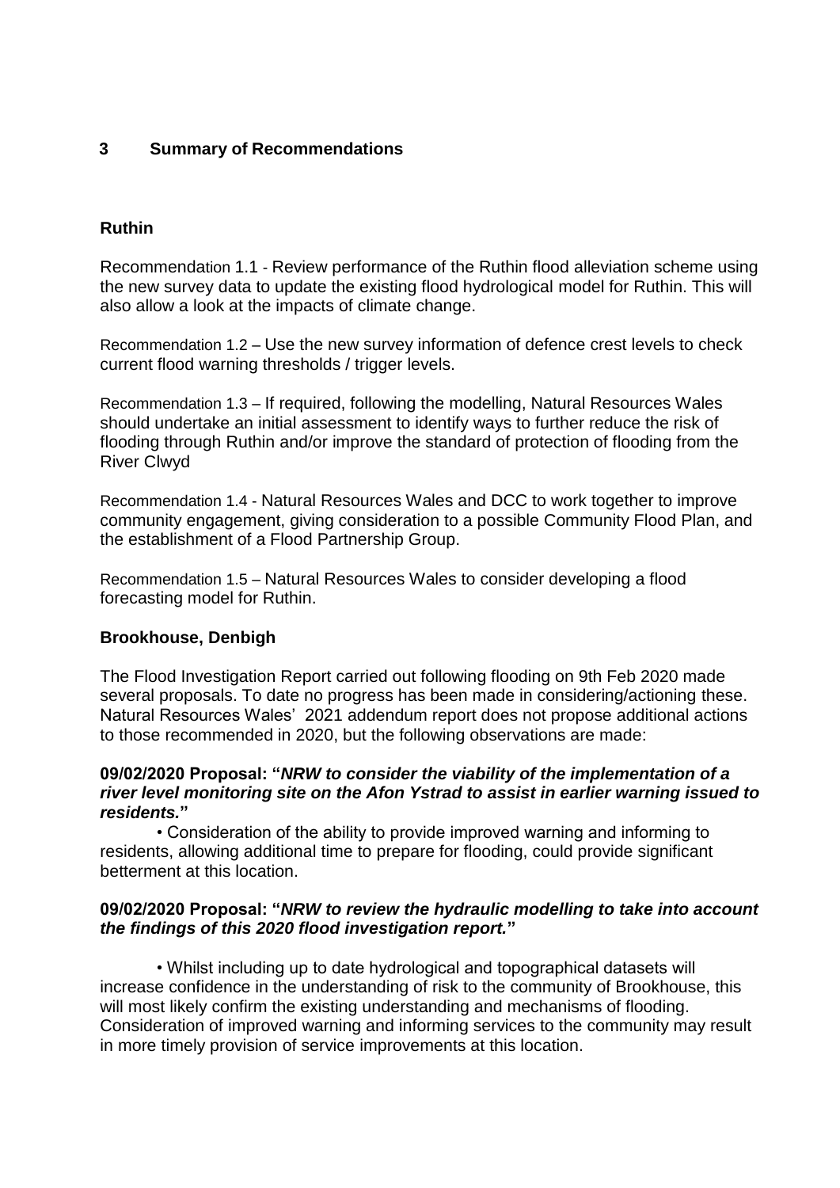## 3 Summary of Recommendations

### Ruthin

Recommendation 1.1 - Review performance of the Ruthin flood alleviation scheme using the new survey data to update the existing flood hydrological model for Ruthin. This will also allow a look at the impacts of climate change.

Recommendation 1.2 – Use the new survey information of defence crest levels to check current flood warning thresholds / trigger levels.

Recommendation 1.3 – If required, following the modelling, Natural Resources Wales should undertake an initial assessment to identify ways to further reduce the risk of flooding through Ruthin and/or improve the standard of protection of flooding from the River Clwyd

Recommendation 1.4 - Natural Resources Wales and DCC to work together to improve community engagement, giving consideration to a possible Community Flood Plan, and the establishment of a Flood Partnership Group.

Recommendation 1.5 – Natural Resources Wales to consider developing a flood forecasting model for Ruthin.

### Brookhouse, Denbigh

The Flood Investigation Report carried out following flooding on 9th Feb 2020 made several proposals. To date no progress has been made in considering/actioning these. Natural Resources Wales' 2021 addendum report does not propose additional actions to those recommended in 2020, but the following observations are made:

**09/02/2020 Proposal: "*NRW to consider the viability of the implementation of a river level monitoring site on the Afon Ystrad to assist in earlier warning issued to residents.*"**

- Consideration of the ability to provide improved warning and informing to residents, allowing additional time to prepare for flooding, could provide significant betterment at this location.

**09/02/2020 Proposal: "*NRW to review the hydraulic modelling to take into account the findings of this 2020 flood investigation report.*"**

- Whilst including up to date hydrological and topographical datasets will increase confidence in the understanding of risk to the community of Brookhouse, this will most likely confirm the existing understanding and mechanisms of flooding. Consideration of improved warning and informing services to the community may result in more timely provision of service improvements at this location.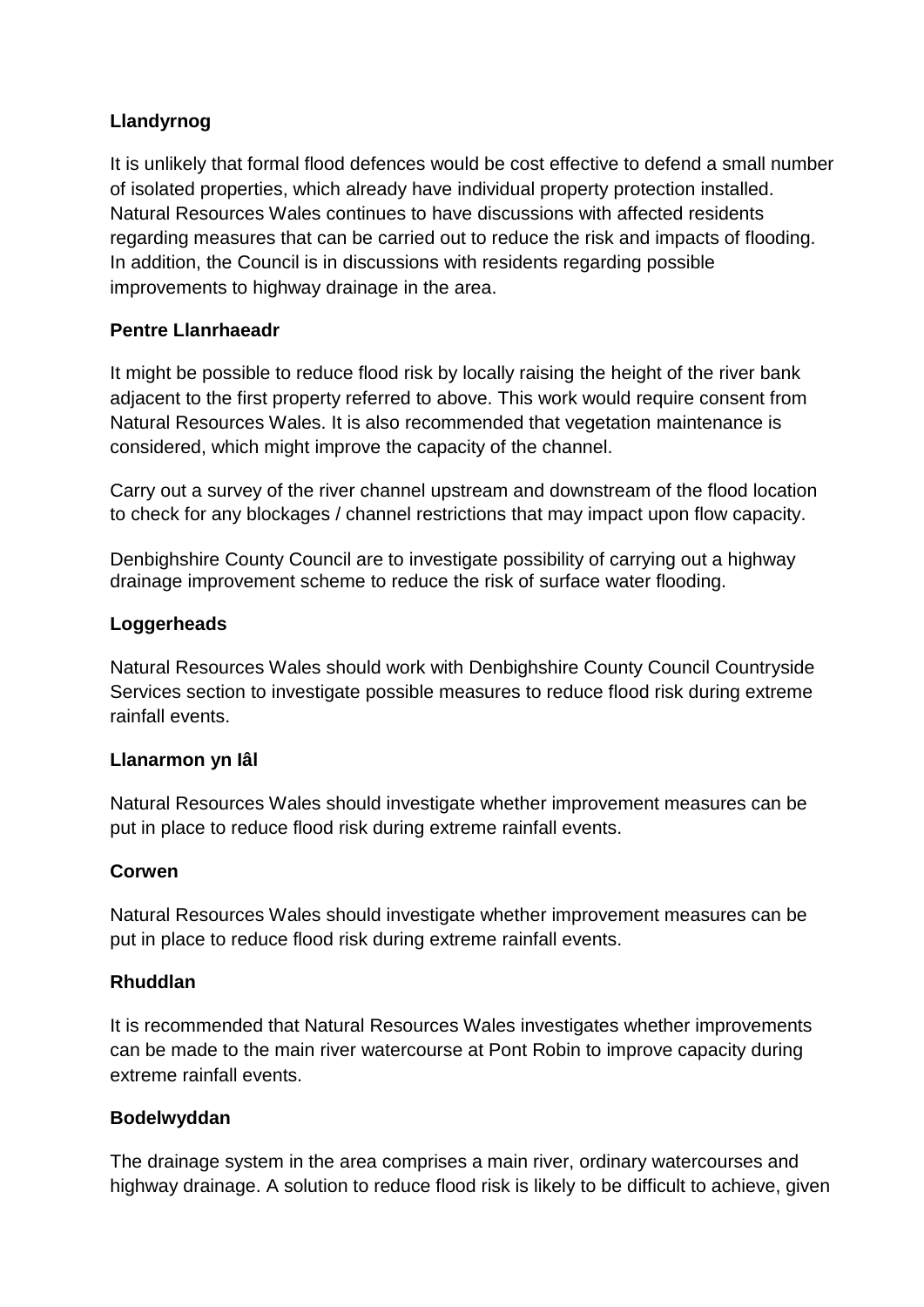**Llandyrnog**

It is unlikely that formal flood defences would be cost effective to defend a small number of isolated properties, which already have individual property protection installed. Natural Resources Wales continues to have discussions with affected residents regarding measures that can be carried out to reduce the risk and impacts of flooding. In addition, the Council is in discussions with residents regarding possible improvements to highway drainage in the area.

**Pentre Llanrhaeadr**

It might be possible to reduce flood risk by locally raising the height of the river bank adjacent to the first property referred to above. This work would require consent from Natural Resources Wales. It is also recommended that vegetation maintenance is considered, which might improve the capacity of the channel.

Carry out a survey of the river channel upstream and downstream of the flood location to check for any blockages / channel restrictions that may impact upon flow capacity.

Denbighshire County Council are to investigate possibility of carrying out a highway drainage improvement scheme to reduce the risk of surface water flooding.

**Loggerheads**

Natural Resources Wales should work with Denbighshire County Council Countryside Services section to investigate possible measures to reduce flood risk during extreme rainfall events.

**Llanarmon yn Iâl**

Natural Resources Wales should investigate whether improvement measures can be put in place to reduce flood risk during extreme rainfall events.

**Corwen**

Natural Resources Wales should investigate whether improvement measures can be put in place to reduce flood risk during extreme rainfall events.

**Rhuddlan**

It is recommended that Natural Resources Wales investigates whether improvements can be made to the main river watercourse at Pont Robin to improve capacity during extreme rainfall events.

**Bodelwyddan**

The drainage system in the area comprises a main river, ordinary watercourses and highway drainage. A solution to reduce flood risk is likely to be difficult to achieve, given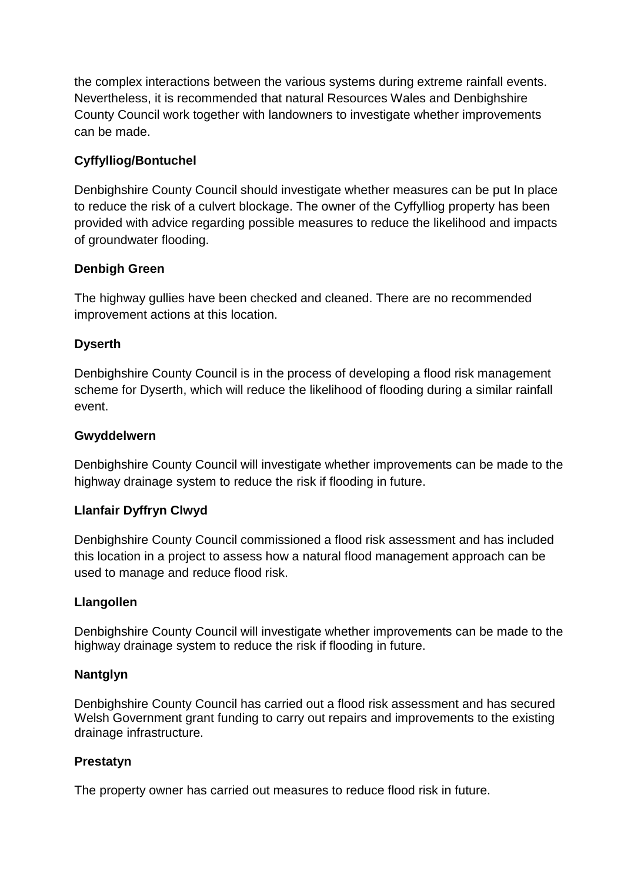the complex interactions between the various systems during extreme rainfall events. Nevertheless, it is recommended that natural Resources Wales and Denbighshire County Council work together with landowners to investigate whether improvements can be made.

**Cyffylliog/Bontuchel**

Denbighshire County Council should investigate whether measures can be put In place to reduce the risk of a culvert blockage. The owner of the Cyffylliog property has been provided with advice regarding possible measures to reduce the likelihood and impacts of groundwater flooding.

**Denbigh Green**

The highway gullies have been checked and cleaned. There are no recommended improvement actions at this location.

**Dyserth**

Denbighshire County Council is in the process of developing a flood risk management scheme for Dyserth, which will reduce the likelihood of flooding during a similar rainfall event.

**Gwyddelwern**

Denbighshire County Council will investigate whether improvements can be made to the highway drainage system to reduce the risk if flooding in future.

**Llanfair Dyffryn Clwyd**

Denbighshire County Council commissioned a flood risk assessment and has included this location in a project to assess how a natural flood management approach can be used to manage and reduce flood risk.

**Llangollen**

Denbighshire County Council will investigate whether improvements can be made to the highway drainage system to reduce the risk if flooding in future.

**Nantglyn**

Denbighshire County Council has carried out a flood risk assessment and has secured Welsh Government grant funding to carry out repairs and improvements to the existing drainage infrastructure.

**Prestatyn**

The property owner has carried out measures to reduce flood risk in future.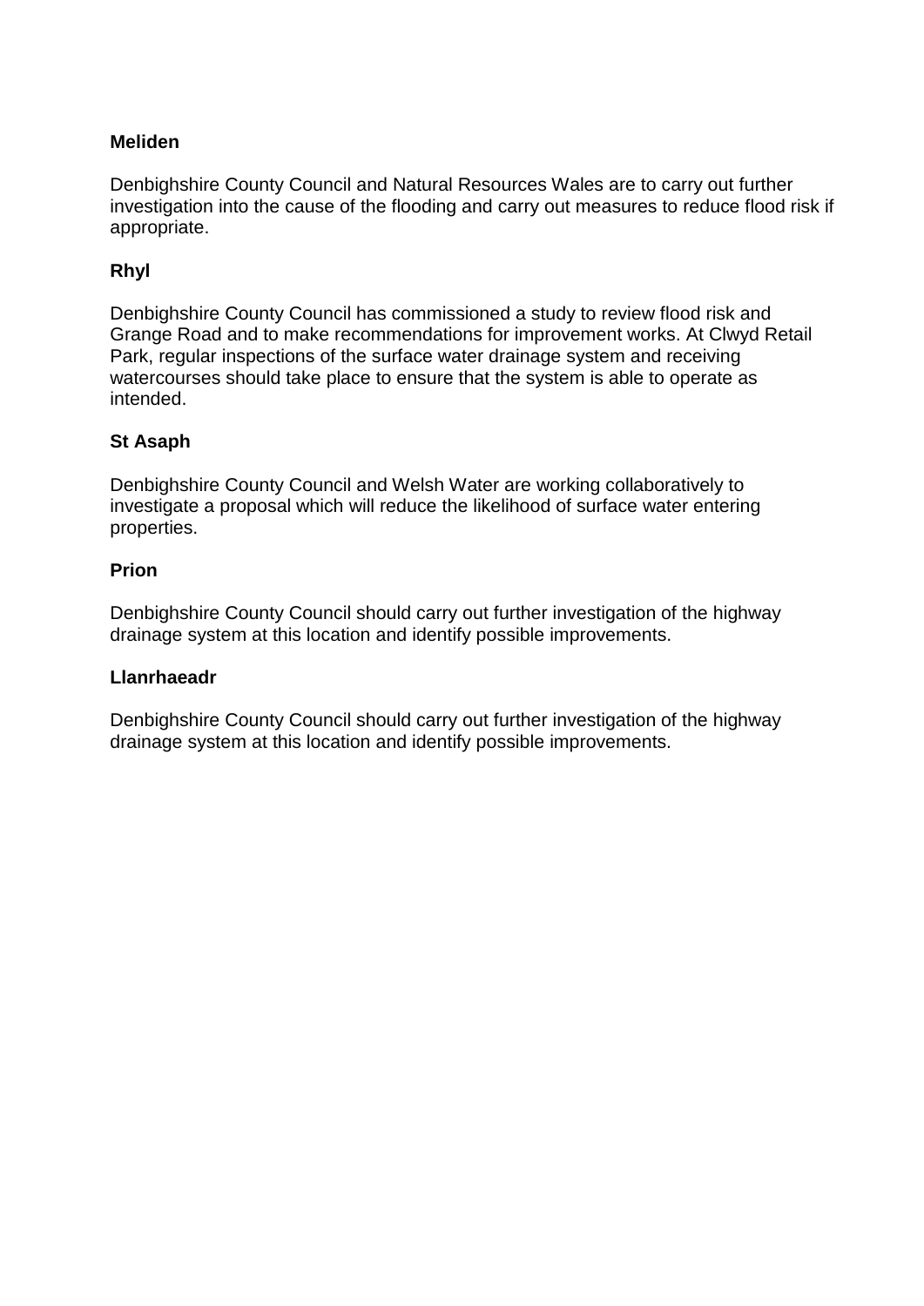**Meliden**

Denbighshire County Council and Natural Resources Wales are to carry out further investigation into the cause of the flooding and carry out measures to reduce flood risk if appropriate.

**Rhyl**

Denbighshire County Council has commissioned a study to review flood risk and Grange Road and to make recommendations for improvement works. At Clwyd Retail Park, regular inspections of the surface water drainage system and receiving watercourses should take place to ensure that the system is able to operate as intended.

**St Asaph**

Denbighshire County Council and Welsh Water are working collaboratively to investigate a proposal which will reduce the likelihood of surface water entering properties.

**Prion**

Denbighshire County Council should carry out further investigation of the highway drainage system at this location and identify possible improvements.

**Llanrhaeadr**

Denbighshire County Council should carry out further investigation of the highway drainage system at this location and identify possible improvements.